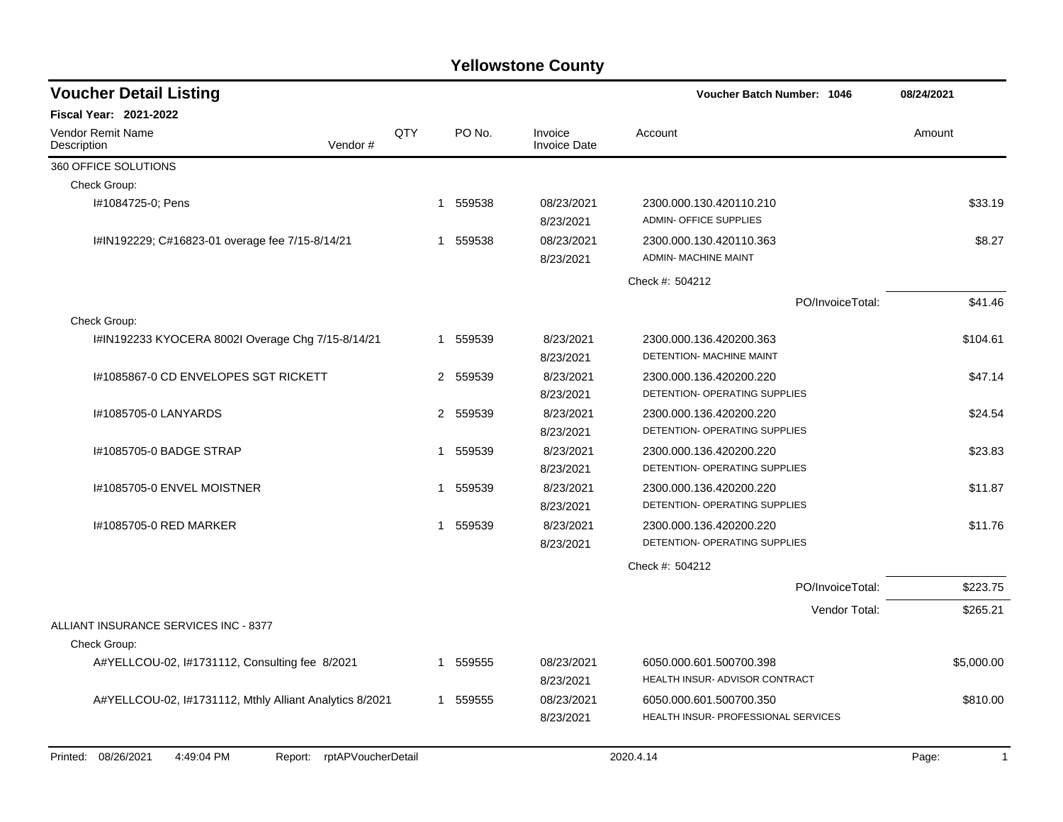# Yellowstone County

## Voucher Detail Listing

**Voucher Batch Number: 1046** — 08/24/2021

**Fiscal Year: 2021-2022**

| Vendor Remit Name / Description | Vendor # | QTY | PO No. | Invoice / Invoice Date | Account | Amount |
|---|---|---|---|---|---|---|
| **360 OFFICE SOLUTIONS** | | | | | | |
| Check Group: | | | | | | |
| I#1084725-0; Pens | | 1 | 559538 | 08/23/2021<br>8/23/2021 | 2300.000.130.420110.210<br>ADMIN- OFFICE SUPPLIES | $33.19 |
| I#IN192229; C#16823-01 overage fee 7/15-8/14/21 | | 1 | 559538 | 08/23/2021<br>8/23/2021 | 2300.000.130.420110.363<br>ADMIN- MACHINE MAINT | $8.27 |
| | | | | | Check #: 504212 | |
| | | | | | PO/InvoiceTotal: | $41.46 |
| Check Group: | | | | | | |
| I#IN192233 KYOCERA 8002I Overage Chg 7/15-8/14/21 | | 1 | 559539 | 8/23/2021<br>8/23/2021 | 2300.000.136.420200.363<br>DETENTION- MACHINE MAINT | $104.61 |
| I#1085867-0 CD ENVELOPES SGT RICKETT | | 2 | 559539 | 8/23/2021<br>8/23/2021 | 2300.000.136.420200.220<br>DETENTION- OPERATING SUPPLIES | $47.14 |
| I#1085705-0 LANYARDS | | 2 | 559539 | 8/23/2021<br>8/23/2021 | 2300.000.136.420200.220<br>DETENTION- OPERATING SUPPLIES | $24.54 |
| I#1085705-0 BADGE STRAP | | 1 | 559539 | 8/23/2021<br>8/23/2021 | 2300.000.136.420200.220<br>DETENTION- OPERATING SUPPLIES | $23.83 |
| I#1085705-0 ENVEL MOISTNER | | 1 | 559539 | 8/23/2021<br>8/23/2021 | 2300.000.136.420200.220<br>DETENTION- OPERATING SUPPLIES | $11.87 |
| I#1085705-0 RED MARKER | | 1 | 559539 | 8/23/2021<br>8/23/2021 | 2300.000.136.420200.220<br>DETENTION- OPERATING SUPPLIES | $11.76 |
| | | | | | Check #: 504212 | |
| | | | | | PO/InvoiceTotal: | $223.75 |
| | | | | | Vendor Total: | $265.21 |
| **ALLIANT INSURANCE SERVICES INC - 8377** | | | | | | |
| Check Group: | | | | | | |
| A#YELLCOU-02, I#1731112, Consulting fee 8/2021 | | 1 | 559555 | 08/23/2021<br>8/23/2021 | 6050.000.601.500700.398<br>HEALTH INSUR- ADVISOR CONTRACT | $5,000.00 |
| A#YELLCOU-02, I#1731112, Mthly Alliant Analytics 8/2021 | | 1 | 559555 | 08/23/2021<br>8/23/2021 | 6050.000.601.500700.350<br>HEALTH INSUR- PROFESSIONAL SERVICES | $810.00 |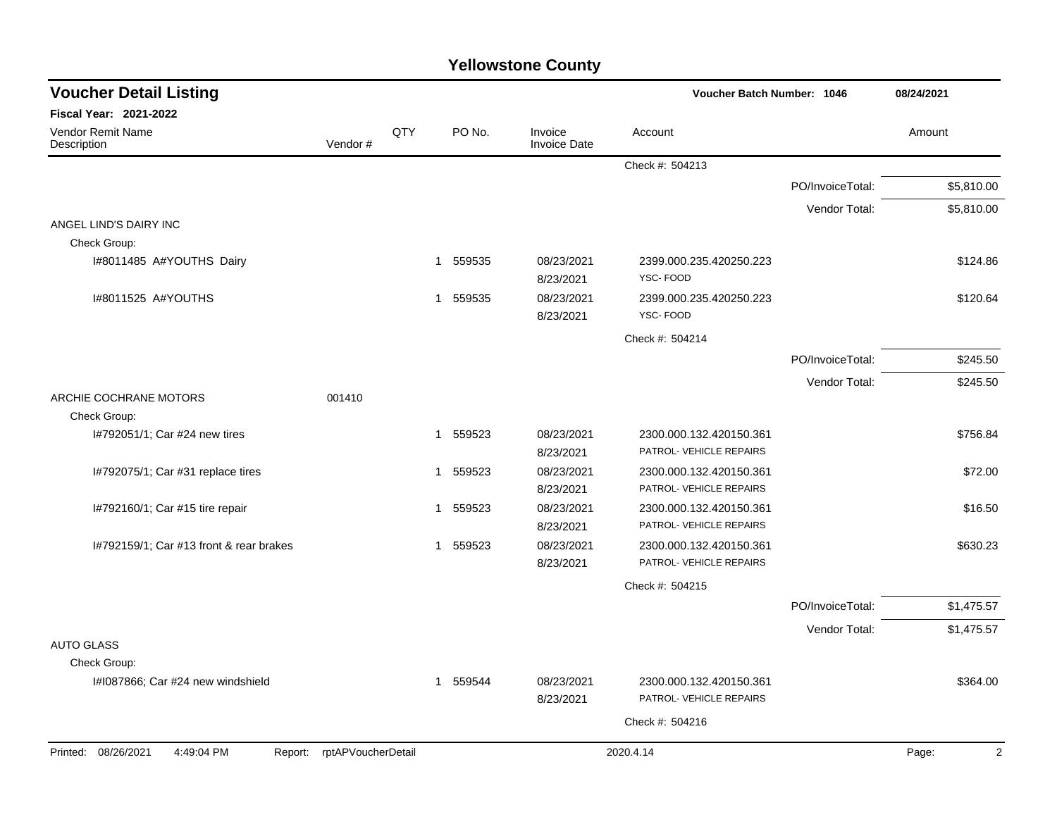# Yellowstone County

## Voucher Detail Listing

**Voucher Batch Number: 1046** | **08/24/2021**

**Fiscal Year: 2021-2022**

| Vendor Remit Name / Description | Vendor # | QTY | PO No. | Invoice / Invoice Date | Account | | Amount |
|---|---|---|---|---|---|---|---|
| | | | | | Check #: 504213 | | |
| | | | | | | PO/InvoiceTotal: | $5,810.00 |
| | | | | | | Vendor Total: | $5,810.00 |
| ANGEL LIND'S DAIRY INC | | | | | | | |
| Check Group: | | | | | | | |
| I#8011485 A#YOUTHS Dairy | | 1 | 559535 | 08/23/2021 8/23/2021 | 2399.000.235.420250.223 YSC- FOOD | | $124.86 |
| I#8011525 A#YOUTHS | | 1 | 559535 | 08/23/2021 8/23/2021 | 2399.000.235.420250.223 YSC- FOOD | | $120.64 |
| | | | | | Check #: 504214 | | |
| | | | | | | PO/InvoiceTotal: | $245.50 |
| | | | | | | Vendor Total: | $245.50 |
| ARCHIE COCHRANE MOTORS | 001410 | | | | | | |
| Check Group: | | | | | | | |
| I#792051/1; Car #24 new tires | | 1 | 559523 | 08/23/2021 8/23/2021 | 2300.000.132.420150.361 PATROL- VEHICLE REPAIRS | | $756.84 |
| I#792075/1; Car #31 replace tires | | 1 | 559523 | 08/23/2021 8/23/2021 | 2300.000.132.420150.361 PATROL- VEHICLE REPAIRS | | $72.00 |
| I#792160/1; Car #15 tire repair | | 1 | 559523 | 08/23/2021 8/23/2021 | 2300.000.132.420150.361 PATROL- VEHICLE REPAIRS | | $16.50 |
| I#792159/1; Car #13 front & rear brakes | | 1 | 559523 | 08/23/2021 8/23/2021 | 2300.000.132.420150.361 PATROL- VEHICLE REPAIRS | | $630.23 |
| | | | | | Check #: 504215 | | |
| | | | | | | PO/InvoiceTotal: | $1,475.57 |
| | | | | | | Vendor Total: | $1,475.57 |
| AUTO GLASS | | | | | | | |
| Check Group: | | | | | | | |
| I#I087866; Car #24 new windshield | | 1 | 559544 | 08/23/2021 8/23/2021 | 2300.000.132.420150.361 PATROL- VEHICLE REPAIRS | | $364.00 |
| | | | | | Check #: 504216 | | |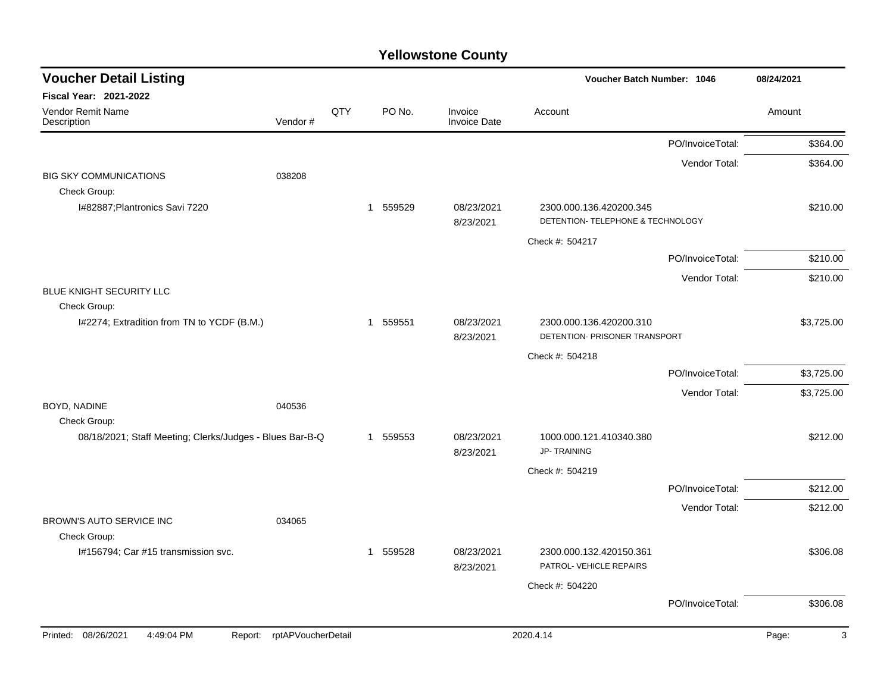# Yellowstone County

## Voucher Detail Listing

**Voucher Batch Number: 1046** 08/24/2021

**Fiscal Year: 2021-2022**

| Vendor Remit Name / Description | Vendor # | QTY | PO No. | Invoice / Invoice Date | Account | Amount |
|---|---|---|---|---|---|---|
| | | | | | PO/InvoiceTotal: | $364.00 |
| | | | | | Vendor Total: | $364.00 |
| BIG SKY COMMUNICATIONS | 038208 | | | | | |
| Check Group: | | | | | | |
| I#82887;Plantronics Savi 7220 | | 1 | 559529 | 08/23/2021 8/23/2021 | 2300.000.136.420200.345 DETENTION- TELEPHONE & TECHNOLOGY | $210.00 |
| | | | | | Check #: 504217 | |
| | | | | | PO/InvoiceTotal: | $210.00 |
| | | | | | Vendor Total: | $210.00 |
| BLUE KNIGHT SECURITY LLC | | | | | | |
| Check Group: | | | | | | |
| I#2274; Extradition from TN to YCDF (B.M.) | | 1 | 559551 | 08/23/2021 8/23/2021 | 2300.000.136.420200.310 DETENTION- PRISONER TRANSPORT | $3,725.00 |
| | | | | | Check #: 504218 | |
| | | | | | PO/InvoiceTotal: | $3,725.00 |
| | | | | | Vendor Total: | $3,725.00 |
| BOYD, NADINE | 040536 | | | | | |
| Check Group: | | | | | | |
| 08/18/2021; Staff Meeting; Clerks/Judges - Blues Bar-B-Q | | 1 | 559553 | 08/23/2021 8/23/2021 | 1000.000.121.410340.380 JP- TRAINING | $212.00 |
| | | | | | Check #: 504219 | |
| | | | | | PO/InvoiceTotal: | $212.00 |
| | | | | | Vendor Total: | $212.00 |
| BROWN'S AUTO SERVICE INC | 034065 | | | | | |
| Check Group: | | | | | | |
| I#156794; Car #15 transmission svc. | | 1 | 559528 | 08/23/2021 8/23/2021 | 2300.000.132.420150.361 PATROL- VEHICLE REPAIRS | $306.08 |
| | | | | | Check #: 504220 | |
| | | | | | PO/InvoiceTotal: | $306.08 |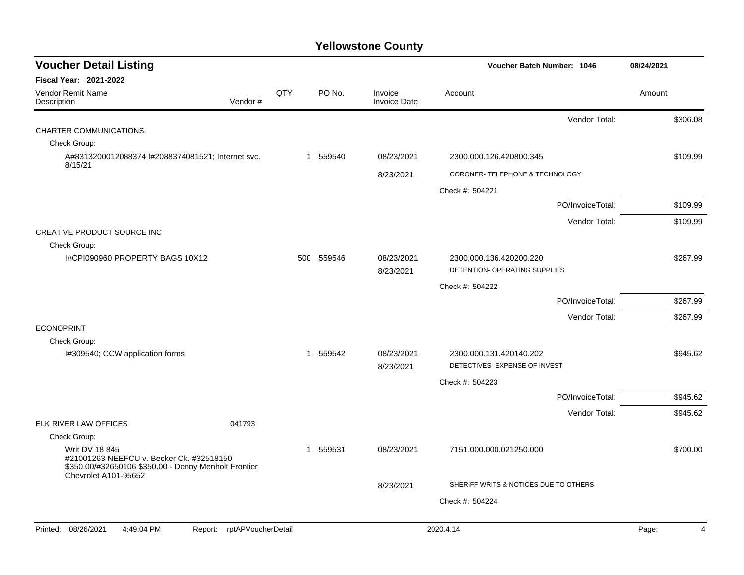# Yellowstone County

## Voucher Detail Listing

**Voucher Batch Number: 1046** — 08/24/2021

**Fiscal Year: 2021-2022**

| Vendor Remit Name / Description | Vendor # | QTY | PO No. | Invoice / Invoice Date | Account | Amount |
|---|---|---|---|---|---|---|
| | | | | | Vendor Total: | $306.08 |
| CHARTER COMMUNICATIONS. | | | | | | |
| Check Group: | | | | | | |
| A#8313200012088374 I#2088374081521; Internet svc. 8/15/21 | | 1 | 559540 | 08/23/2021 | 2300.000.126.420800.345 | $109.99 |
| | | | | 8/23/2021 | CORONER- TELEPHONE & TECHNOLOGY | |
| | | | | | Check #: 504221 | |
| | | | | | PO/InvoiceTotal: | $109.99 |
| | | | | | Vendor Total: | $109.99 |
| CREATIVE PRODUCT SOURCE INC | | | | | | |
| Check Group: | | | | | | |
| I#CPI090960 PROPERTY BAGS 10X12 | | 500 | 559546 | 08/23/2021 | 2300.000.136.420200.220 | $267.99 |
| | | | | 8/23/2021 | DETENTION- OPERATING SUPPLIES | |
| | | | | | Check #: 504222 | |
| | | | | | PO/InvoiceTotal: | $267.99 |
| | | | | | Vendor Total: | $267.99 |
| ECONOPRINT | | | | | | |
| Check Group: | | | | | | |
| I#309540; CCW application forms | | 1 | 559542 | 08/23/2021 | 2300.000.131.420140.202 | $945.62 |
| | | | | 8/23/2021 | DETECTIVES- EXPENSE OF INVEST | |
| | | | | | Check #: 504223 | |
| | | | | | PO/InvoiceTotal: | $945.62 |
| | | | | | Vendor Total: | $945.62 |
| ELK RIVER LAW OFFICES | 041793 | | | | | |
| Check Group: | | | | | | |
| Writ DV 18 845 #21001263 NEEFCU v. Becker Ck. #32518150 $350.00/#32650106 $350.00 - Denny Menholt Frontier Chevrolet A101-95652 | | 1 | 559531 | 08/23/2021 | 7151.000.000.021250.000 | $700.00 |
| | | | | 8/23/2021 | SHERIFF WRITS & NOTICES DUE TO OTHERS | |
| | | | | | Check #: 504224 | |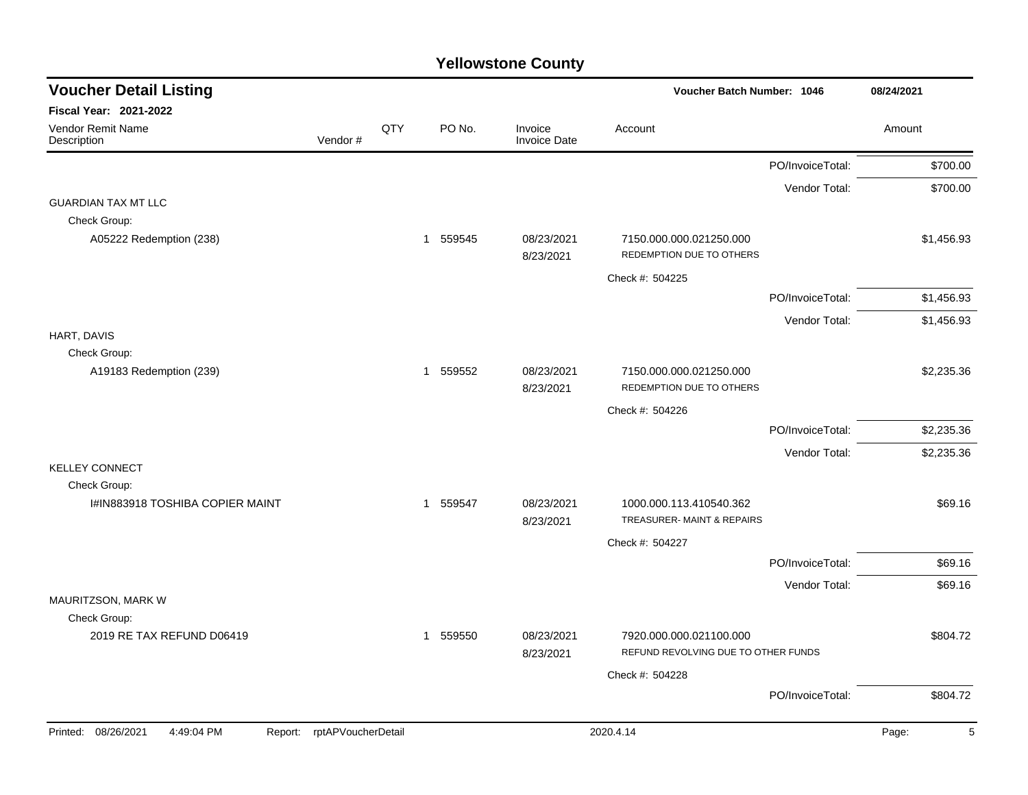# Yellowstone County

## Voucher Detail Listing

**Voucher Batch Number: 1046** — 08/24/2021

**Fiscal Year: 2021-2022**

| Vendor Remit Name / Description | Vendor # | QTY | PO No. | Invoice / Invoice Date | Account | Amount |
|---|---|---|---|---|---|---|
| | | | | | PO/InvoiceTotal: | $700.00 |
| | | | | | Vendor Total: | $700.00 |
| GUARDIAN TAX MT LLC | | | | | | |
| Check Group: | | | | | | |
| A05222 Redemption (238) | | 1 | 559545 | 08/23/2021 8/23/2021 | 7150.000.000.021250.000 REDEMPTION DUE TO OTHERS | $1,456.93 |
| | | | | | Check #: 504225 | |
| | | | | | PO/InvoiceTotal: | $1,456.93 |
| | | | | | Vendor Total: | $1,456.93 |
| HART, DAVIS | | | | | | |
| Check Group: | | | | | | |
| A19183 Redemption (239) | | 1 | 559552 | 08/23/2021 8/23/2021 | 7150.000.000.021250.000 REDEMPTION DUE TO OTHERS | $2,235.36 |
| | | | | | Check #: 504226 | |
| | | | | | PO/InvoiceTotal: | $2,235.36 |
| | | | | | Vendor Total: | $2,235.36 |
| KELLEY CONNECT | | | | | | |
| Check Group: | | | | | | |
| I#IN883918 TOSHIBA COPIER MAINT | | 1 | 559547 | 08/23/2021 8/23/2021 | 1000.000.113.410540.362 TREASURER- MAINT & REPAIRS | $69.16 |
| | | | | | Check #: 504227 | |
| | | | | | PO/InvoiceTotal: | $69.16 |
| | | | | | Vendor Total: | $69.16 |
| MAURITZSON, MARK W | | | | | | |
| Check Group: | | | | | | |
| 2019 RE TAX REFUND D06419 | | 1 | 559550 | 08/23/2021 8/23/2021 | 7920.000.000.021100.000 REFUND REVOLVING DUE TO OTHER FUNDS | $804.72 |
| | | | | | Check #: 504228 | |
| | | | | | PO/InvoiceTotal: | $804.72 |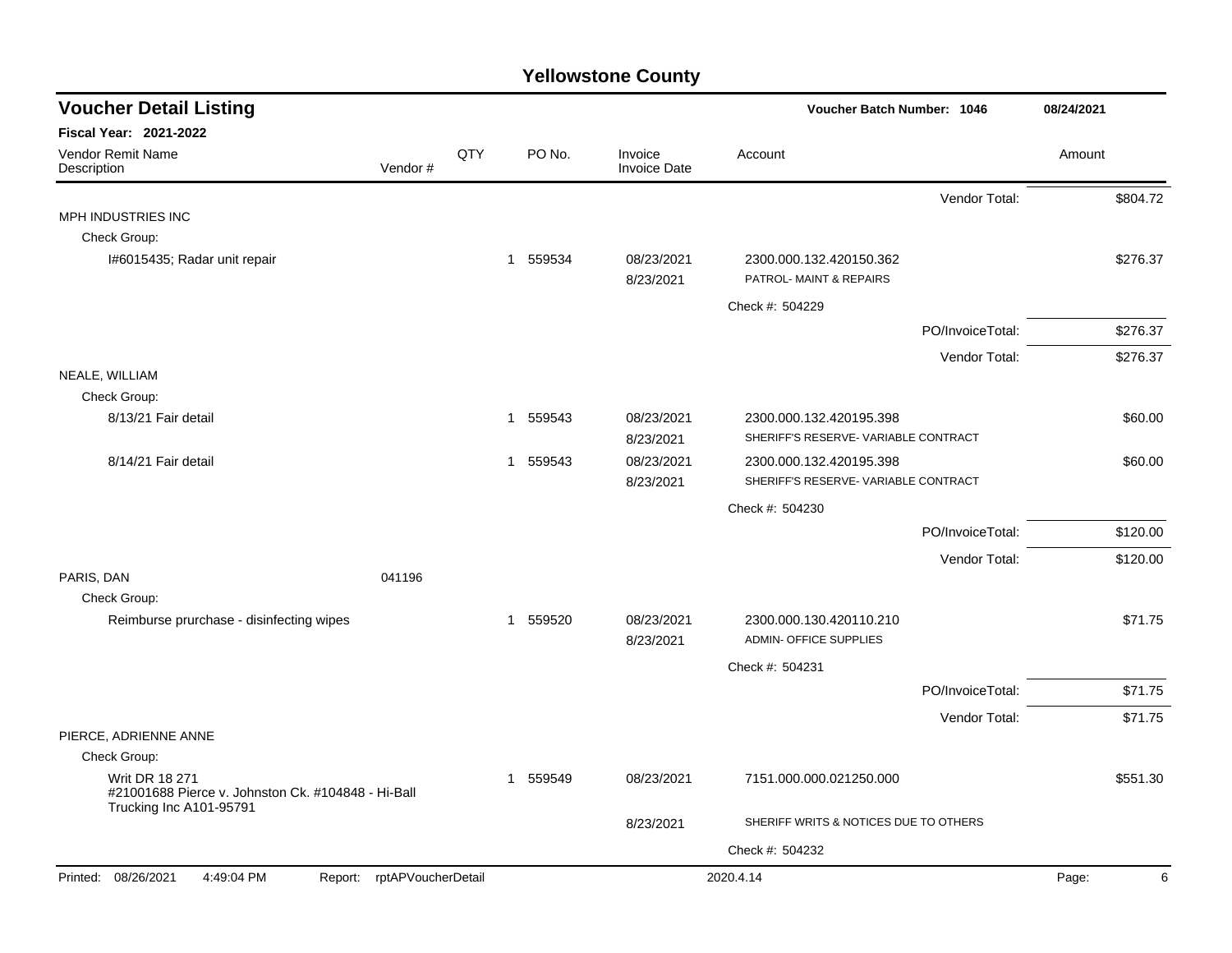# Yellowstone County

## Voucher Detail Listing

**Voucher Batch Number: 1046** — 08/24/2021

**Fiscal Year: 2021-2022**

| Vendor Remit Name / Description | Vendor # | QTY | PO No. | Invoice / Invoice Date | Account | Amount |
|---|---|---|---|---|---|---|
| | | | | | Vendor Total: | $804.72 |
| MPH INDUSTRIES INC | | | | | | |
| Check Group: | | | | | | |
| I#6015435; Radar unit repair | | 1 | 559534 | 08/23/2021 / 8/23/2021 | 2300.000.132.420150.362 PATROL- MAINT & REPAIRS | $276.37 |
| | | | | | Check #: 504229 | |
| | | | | | PO/InvoiceTotal: | $276.37 |
| | | | | | Vendor Total: | $276.37 |
| NEALE, WILLIAM | | | | | | |
| Check Group: | | | | | | |
| 8/13/21 Fair detail | | 1 | 559543 | 08/23/2021 / 8/23/2021 | 2300.000.132.420195.398 SHERIFF'S RESERVE- VARIABLE CONTRACT | $60.00 |
| 8/14/21 Fair detail | | 1 | 559543 | 08/23/2021 / 8/23/2021 | 2300.000.132.420195.398 SHERIFF'S RESERVE- VARIABLE CONTRACT | $60.00 |
| | | | | | Check #: 504230 | |
| | | | | | PO/InvoiceTotal: | $120.00 |
| | | | | | Vendor Total: | $120.00 |
| PARIS, DAN | 041196 | | | | | |
| Check Group: | | | | | | |
| Reimburse prurchase - disinfecting wipes | | 1 | 559520 | 08/23/2021 / 8/23/2021 | 2300.000.130.420110.210 ADMIN- OFFICE SUPPLIES | $71.75 |
| | | | | | Check #: 504231 | |
| | | | | | PO/InvoiceTotal: | $71.75 |
| | | | | | Vendor Total: | $71.75 |
| PIERCE, ADRIENNE ANNE | | | | | | |
| Check Group: | | | | | | |
| Writ DR 18 271 #21001688 Pierce v. Johnston Ck. #104848 - Hi-Ball Trucking Inc A101-95791 | | 1 | 559549 | 08/23/2021 / 8/23/2021 | 7151.000.000.021250.000 SHERIFF WRITS & NOTICES DUE TO OTHERS | $551.30 |
| | | | | | Check #: 504232 | |

Printed: 08/26/2021 4:49:04 PM Report: rptAPVoucherDetail 2020.4.14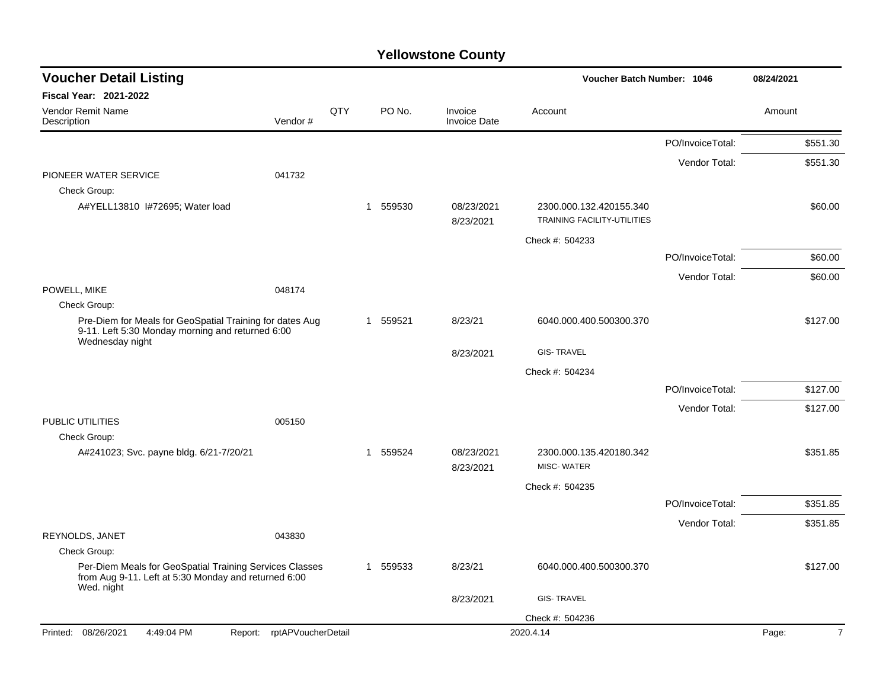# Yellowstone County

## Voucher Detail Listing

**Voucher Batch Number: 1046** — 08/24/2021

**Fiscal Year: 2021-2022**

| Vendor Remit Name / Description | Vendor # | QTY | PO No. | Invoice / Invoice Date | Account | | Amount |
|---|---|---|---|---|---|---|---|
| | | | | | | PO/InvoiceTotal: | $551.30 |
| | | | | | | Vendor Total: | $551.30 |
| PIONEER WATER SERVICE | 041732 | | | | | | |
| Check Group: | | | | | | | |
| A#YELL13810 I#72695; Water load | | 1 | 559530 | 08/23/2021 | 2300.000.132.420155.340 | | $60.00 |
| | | | | 8/23/2021 | TRAINING FACILITY-UTILITIES | | |
| | | | | | Check #: 504233 | | |
| | | | | | | PO/InvoiceTotal: | $60.00 |
| | | | | | | Vendor Total: | $60.00 |
| POWELL, MIKE | 048174 | | | | | | |
| Check Group: | | | | | | | |
| Pre-Diem for Meals for GeoSpatial Training for dates Aug 9-11. Left 5:30 Monday morning and returned 6:00 Wednesday night | | 1 | 559521 | 8/23/21 | 6040.000.400.500300.370 | | $127.00 |
| | | | | 8/23/2021 | GIS- TRAVEL | | |
| | | | | | Check #: 504234 | | |
| | | | | | | PO/InvoiceTotal: | $127.00 |
| | | | | | | Vendor Total: | $127.00 |
| PUBLIC UTILITIES | 005150 | | | | | | |
| Check Group: | | | | | | | |
| A#241023; Svc. payne bldg. 6/21-7/20/21 | | 1 | 559524 | 08/23/2021 | 2300.000.135.420180.342 | | $351.85 |
| | | | | 8/23/2021 | MISC- WATER | | |
| | | | | | Check #: 504235 | | |
| | | | | | | PO/InvoiceTotal: | $351.85 |
| | | | | | | Vendor Total: | $351.85 |
| REYNOLDS, JANET | 043830 | | | | | | |
| Check Group: | | | | | | | |
| Per-Diem Meals for GeoSpatial Training Services Classes from Aug 9-11. Left at 5:30 Monday and returned 6:00 Wed. night | | 1 | 559533 | 8/23/21 | 6040.000.400.500300.370 | | $127.00 |
| | | | | 8/23/2021 | GIS- TRAVEL | | |
| | | | | | Check #: 504236 | | |

Printed: 08/26/2021 4:49:04 PM Report: rptAPVoucherDetail 2020.4.14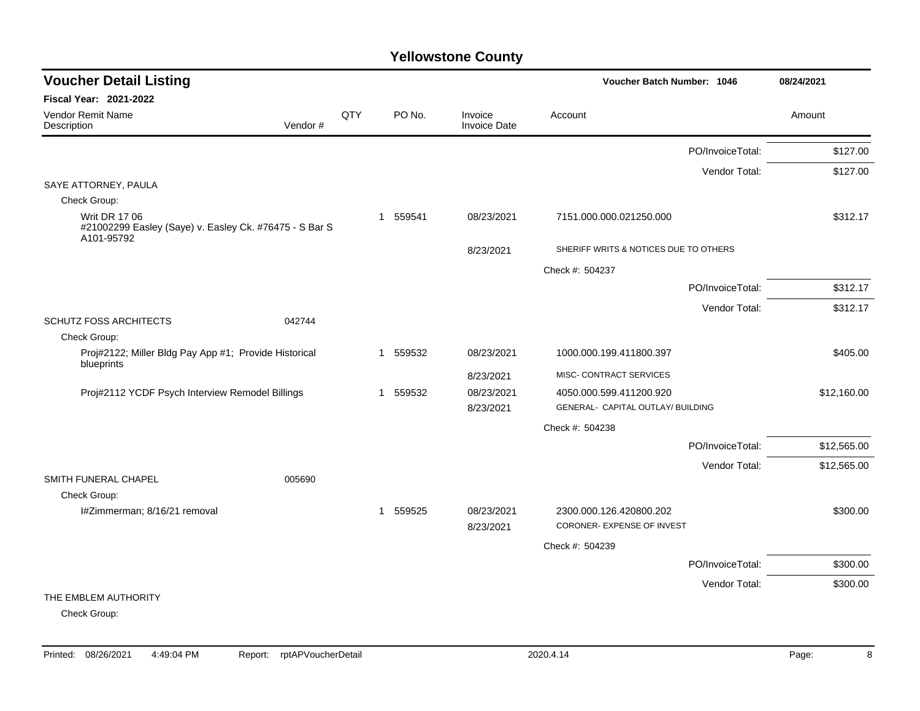# Yellowstone County

## Voucher Detail Listing

**Voucher Batch Number: 1046** — 08/24/2021

**Fiscal Year: 2021-2022**

| Vendor Remit Name / Description | Vendor # | QTY | PO No. | Invoice / Invoice Date | Account | Amount |
|---|---|---|---|---|---|---|
| | | | | | PO/InvoiceTotal: | $127.00 |
| | | | | | Vendor Total: | $127.00 |
| SAYE ATTORNEY, PAULA | | | | | | |
| Check Group: | | | | | | |
| Writ DR 17 06 #21002299 Easley (Saye) v. Easley Ck. #76475 - S Bar S A101-95792 | | 1 | 559541 | 08/23/2021 | 7151.000.000.021250.000 | $312.17 |
| | | | | 8/23/2021 | SHERIFF WRITS & NOTICES DUE TO OTHERS | |
| | | | | | Check #: 504237 | |
| | | | | | PO/InvoiceTotal: | $312.17 |
| | | | | | Vendor Total: | $312.17 |
| SCHUTZ FOSS ARCHITECTS | 042744 | | | | | |
| Check Group: | | | | | | |
| Proj#2122; Miller Bldg Pay App #1; Provide Historical blueprints | | 1 | 559532 | 08/23/2021 | 1000.000.199.411800.397 | $405.00 |
| | | | | 8/23/2021 | MISC- CONTRACT SERVICES | |
| Proj#2112 YCDF Psych Interview Remodel Billings | | 1 | 559532 | 08/23/2021 | 4050.000.599.411200.920 | $12,160.00 |
| | | | | 8/23/2021 | GENERAL- CAPITAL OUTLAY/ BUILDING | |
| | | | | | Check #: 504238 | |
| | | | | | PO/InvoiceTotal: | $12,565.00 |
| | | | | | Vendor Total: | $12,565.00 |
| SMITH FUNERAL CHAPEL | 005690 | | | | | |
| Check Group: | | | | | | |
| I#Zimmerman; 8/16/21 removal | | 1 | 559525 | 08/23/2021 | 2300.000.126.420800.202 | $300.00 |
| | | | | 8/23/2021 | CORONER- EXPENSE OF INVEST | |
| | | | | | Check #: 504239 | |
| | | | | | PO/InvoiceTotal: | $300.00 |
| | | | | | Vendor Total: | $300.00 |
| THE EMBLEM AUTHORITY | | | | | | |
| Check Group: | | | | | | |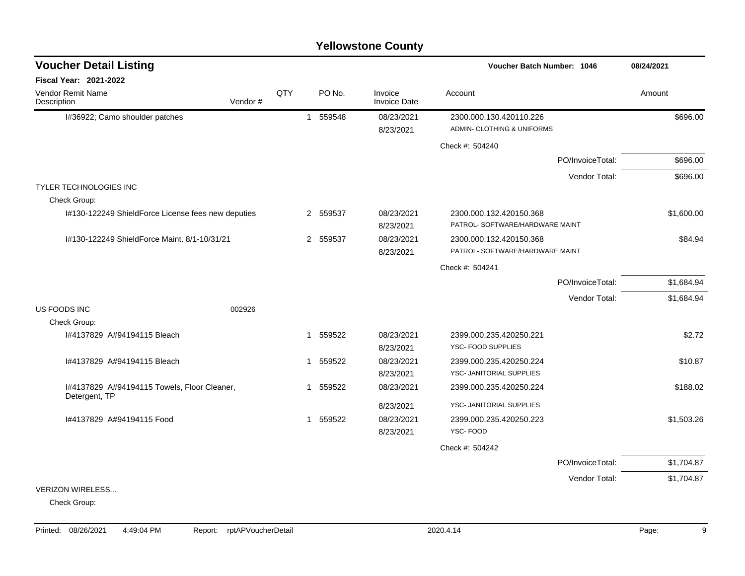# Yellowstone County

## Voucher Detail Listing

**Voucher Batch Number: 1046** — 08/24/2021

**Fiscal Year: 2021-2022**

| Vendor Remit Name / Description | Vendor # | QTY | PO No. | Invoice / Invoice Date | Account | Amount |
|---|---|---|---|---|---|---|
| I#36922; Camo shoulder patches | | 1 | 559548 | 08/23/2021 / 8/23/2021 | 2300.000.130.420110.226 ADMIN- CLOTHING & UNIFORMS | $696.00 |
| | | | | | Check #: 504240 | |
| | | | | | PO/InvoiceTotal: | $696.00 |
| | | | | | Vendor Total: | $696.00 |
| TYLER TECHNOLOGIES INC | | | | | | |
| Check Group: | | | | | | |
| I#130-122249 ShieldForce License fees new deputies | | 2 | 559537 | 08/23/2021 / 8/23/2021 | 2300.000.132.420150.368 PATROL- SOFTWARE/HARDWARE MAINT | $1,600.00 |
| I#130-122249 ShieldForce Maint. 8/1-10/31/21 | | 2 | 559537 | 08/23/2021 / 8/23/2021 | 2300.000.132.420150.368 PATROL- SOFTWARE/HARDWARE MAINT | $84.94 |
| | | | | | Check #: 504241 | |
| | | | | | PO/InvoiceTotal: | $1,684.94 |
| | | | | | Vendor Total: | $1,684.94 |
| US FOODS INC | 002926 | | | | | |
| Check Group: | | | | | | |
| I#4137829 A#94194115 Bleach | | 1 | 559522 | 08/23/2021 / 8/23/2021 | 2399.000.235.420250.221 YSC- FOOD SUPPLIES | $2.72 |
| I#4137829 A#94194115 Bleach | | 1 | 559522 | 08/23/2021 / 8/23/2021 | 2399.000.235.420250.224 YSC- JANITORIAL SUPPLIES | $10.87 |
| I#4137829 A#94194115 Towels, Floor Cleaner, Detergent, TP | | 1 | 559522 | 08/23/2021 / 8/23/2021 | 2399.000.235.420250.224 YSC- JANITORIAL SUPPLIES | $188.02 |
| I#4137829 A#94194115 Food | | 1 | 559522 | 08/23/2021 / 8/23/2021 | 2399.000.235.420250.223 YSC- FOOD | $1,503.26 |
| | | | | | Check #: 504242 | |
| | | | | | PO/InvoiceTotal: | $1,704.87 |
| | | | | | Vendor Total: | $1,704.87 |
| VERIZON WIRELESS... | | | | | | |
| Check Group: | | | | | | |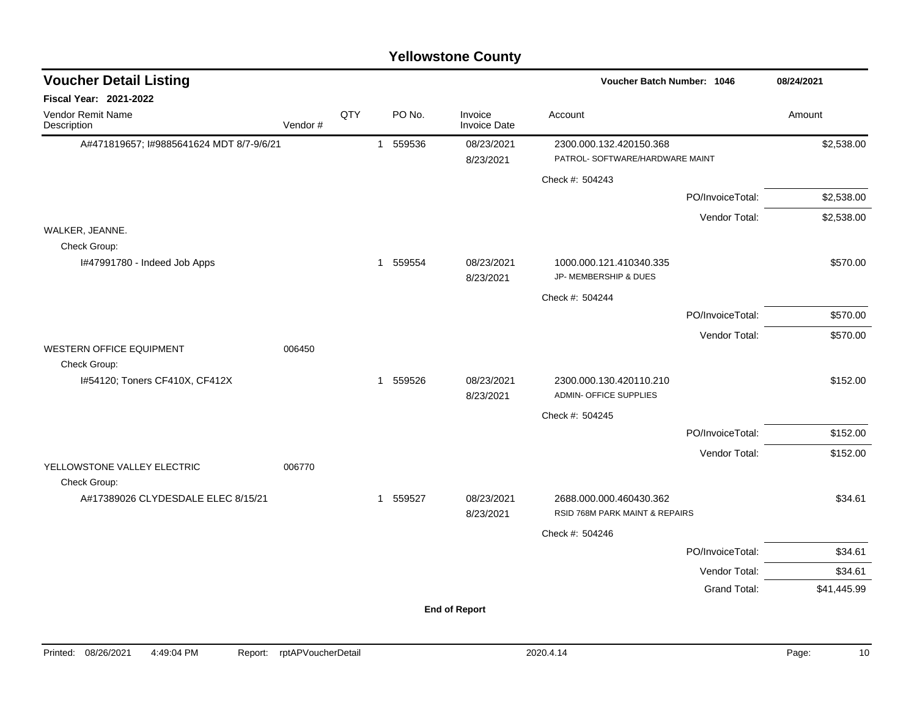# Yellowstone County

## Voucher Detail Listing

**Voucher Batch Number: 1046** 08/24/2021

**Fiscal Year: 2021-2022**

| Vendor Remit Name / Description | Vendor # | QTY | PO No. | Invoice / Invoice Date | Account | Amount |
|---|---|---|---|---|---|---|
| A#471819657; I#9885641624 MDT 8/7-9/6/21 | | 1 | 559536 | 08/23/2021 / 8/23/2021 | 2300.000.132.420150.368 PATROL- SOFTWARE/HARDWARE MAINT | $2,538.00 |
| | | | | | Check #: 504243 | |
| | | | | | PO/InvoiceTotal: | $2,538.00 |
| | | | | | Vendor Total: | $2,538.00 |
| WALKER, JEANNE. | | | | | | |
| Check Group: | | | | | | |
| I#47991780 - Indeed Job Apps | | 1 | 559554 | 08/23/2021 / 8/23/2021 | 1000.000.121.410340.335 JP- MEMBERSHIP & DUES | $570.00 |
| | | | | | Check #: 504244 | |
| | | | | | PO/InvoiceTotal: | $570.00 |
| | | | | | Vendor Total: | $570.00 |
| WESTERN OFFICE EQUIPMENT | 006450 | | | | | |
| Check Group: | | | | | | |
| I#54120; Toners CF410X, CF412X | | 1 | 559526 | 08/23/2021 / 8/23/2021 | 2300.000.130.420110.210 ADMIN- OFFICE SUPPLIES | $152.00 |
| | | | | | Check #: 504245 | |
| | | | | | PO/InvoiceTotal: | $152.00 |
| | | | | | Vendor Total: | $152.00 |
| YELLOWSTONE VALLEY ELECTRIC | 006770 | | | | | |
| Check Group: | | | | | | |
| A#17389026 CLYDESDALE ELEC 8/15/21 | | 1 | 559527 | 08/23/2021 / 8/23/2021 | 2688.000.000.460430.362 RSID 768M PARK MAINT & REPAIRS | $34.61 |
| | | | | | Check #: 504246 | |
| | | | | | PO/InvoiceTotal: | $34.61 |
| | | | | | Vendor Total: | $34.61 |
| | | | | | Grand Total: | $41,445.99 |

**End of Report**

Printed: 08/26/2021 4:49:04 PM Report: rptAPVoucherDetail 2020.4.14